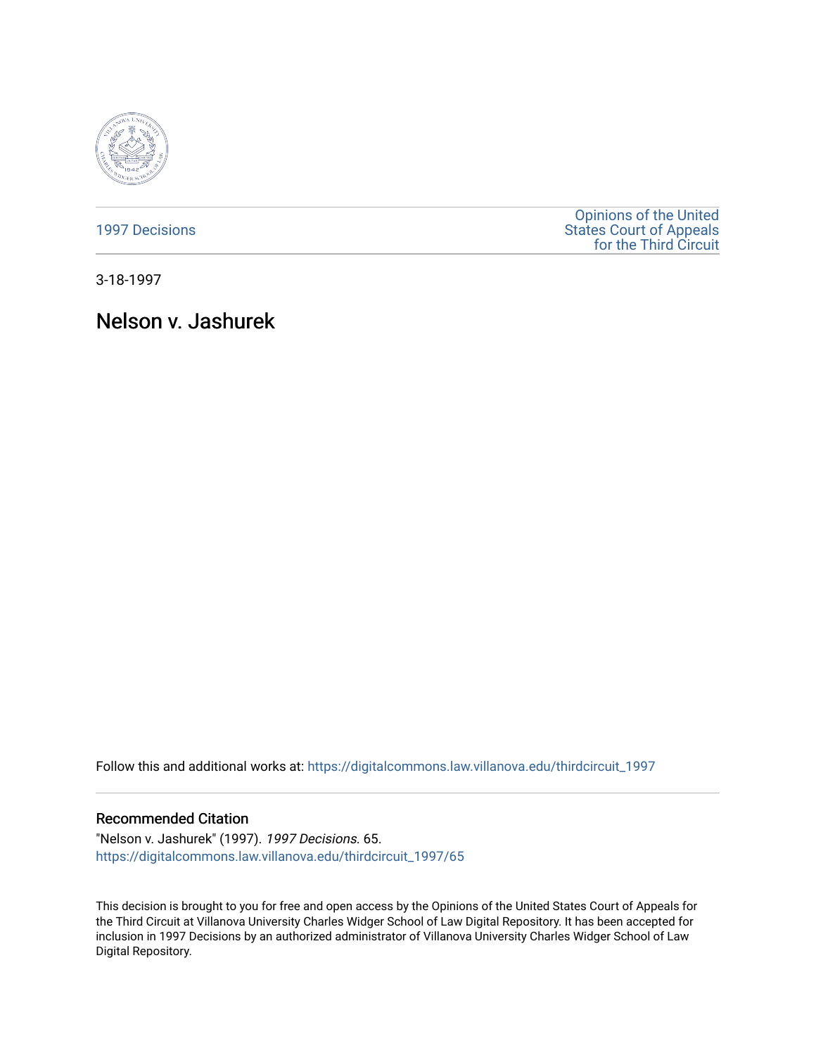1997 Decisions

Opinions of the United States Court of Appeals for the Third Circuit

3-18-1997

# Nelson v. Jashurek

Follow this and additional works at: https://digitalcommons.law.villanova.edu/thirdcircuit_1997

## Recommended Citation

"Nelson v. Jashurek" (1997). *1997 Decisions*. 65.
https://digitalcommons.law.villanova.edu/thirdcircuit_1997/65

This decision is brought to you for free and open access by the Opinions of the United States Court of Appeals for the Third Circuit at Villanova University Charles Widger School of Law Digital Repository. It has been accepted for inclusion in 1997 Decisions by an authorized administrator of Villanova University Charles Widger School of Law Digital Repository.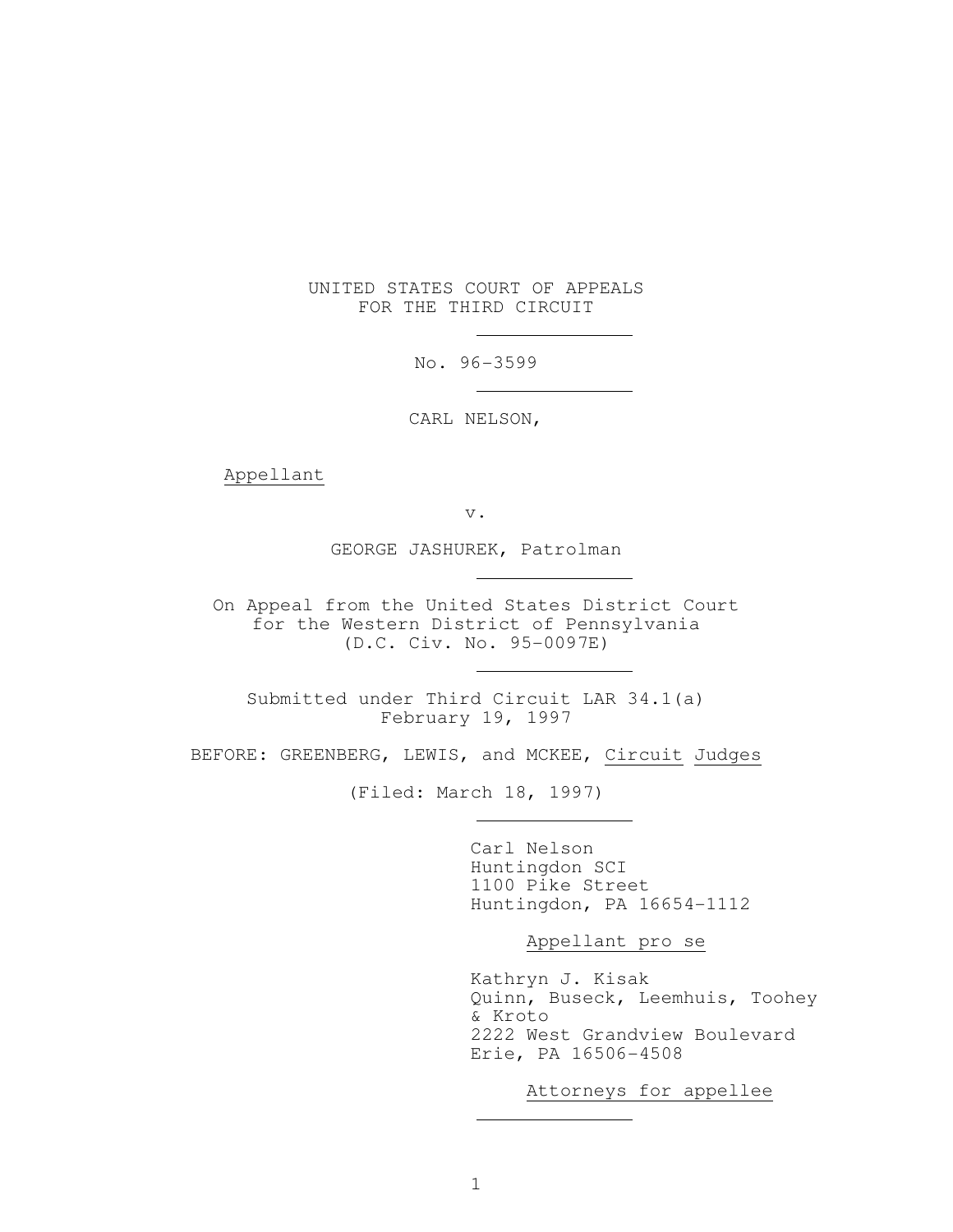UNITED STATES COURT OF APPEALS
FOR THE THIRD CIRCUIT

---

No. 96-3599

---

CARL NELSON,

Appellant

v.

GEORGE JASHUREK, Patrolman

---

On Appeal from the United States District Court
for the Western District of Pennsylvania
(D.C. Civ. No. 95-0097E)

---

Submitted under Third Circuit LAR 34.1(a)
February 19, 1997

BEFORE: GREENBERG, LEWIS, and MCKEE, Circuit Judges

(Filed: March 18, 1997)

---

Carl Nelson
Huntingdon SCI
1100 Pike Street
Huntingdon, PA 16654-1112

Appellant pro se

Kathryn J. Kisak
Quinn, Buseck, Leemhuis, Toohey
& Kroto
2222 West Grandview Boulevard
Erie, PA 16506-4508

Attorneys for appellee

---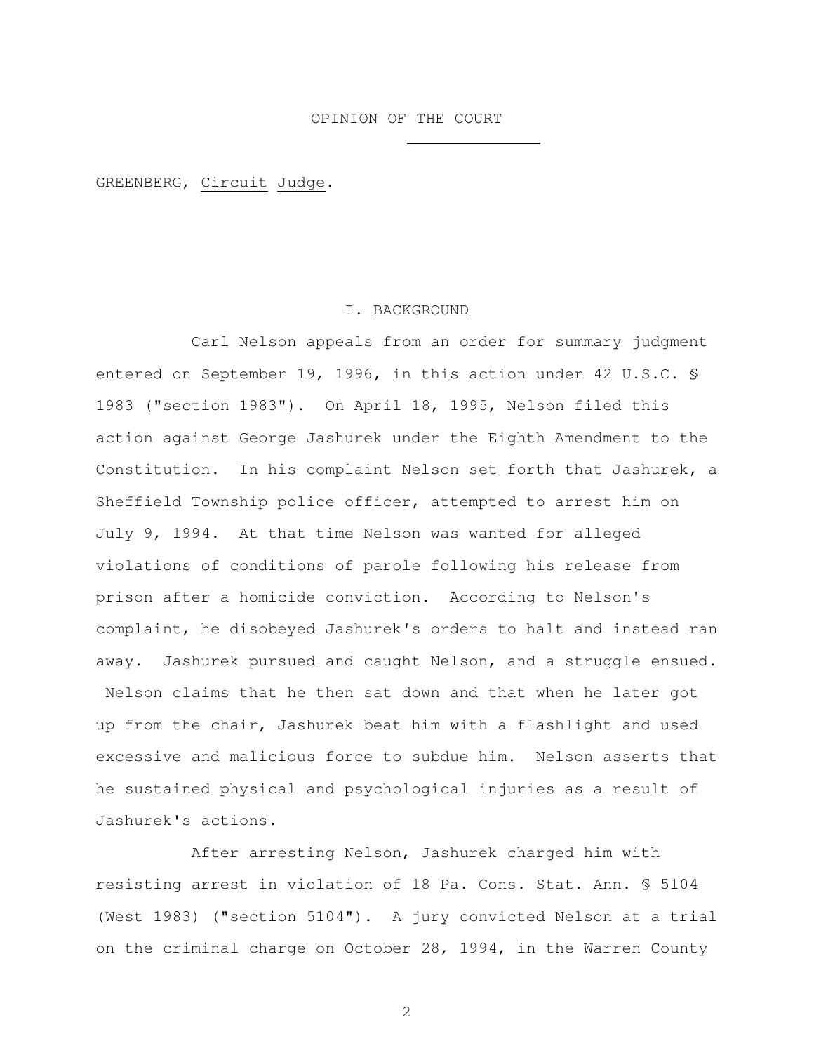# OPINION OF THE COURT

GREENBERG, Circuit Judge.

## I. BACKGROUND

Carl Nelson appeals from an order for summary judgment entered on September 19, 1996, in this action under 42 U.S.C. § 1983 ("section 1983"). On April 18, 1995, Nelson filed this action against George Jashurek under the Eighth Amendment to the Constitution. In his complaint Nelson set forth that Jashurek, a Sheffield Township police officer, attempted to arrest him on July 9, 1994. At that time Nelson was wanted for alleged violations of conditions of parole following his release from prison after a homicide conviction. According to Nelson's complaint, he disobeyed Jashurek's orders to halt and instead ran away. Jashurek pursued and caught Nelson, and a struggle ensued. Nelson claims that he then sat down and that when he later got up from the chair, Jashurek beat him with a flashlight and used excessive and malicious force to subdue him. Nelson asserts that he sustained physical and psychological injuries as a result of Jashurek's actions.

After arresting Nelson, Jashurek charged him with resisting arrest in violation of 18 Pa. Cons. Stat. Ann. § 5104 (West 1983) ("section 5104"). A jury convicted Nelson at a trial on the criminal charge on October 28, 1994, in the Warren County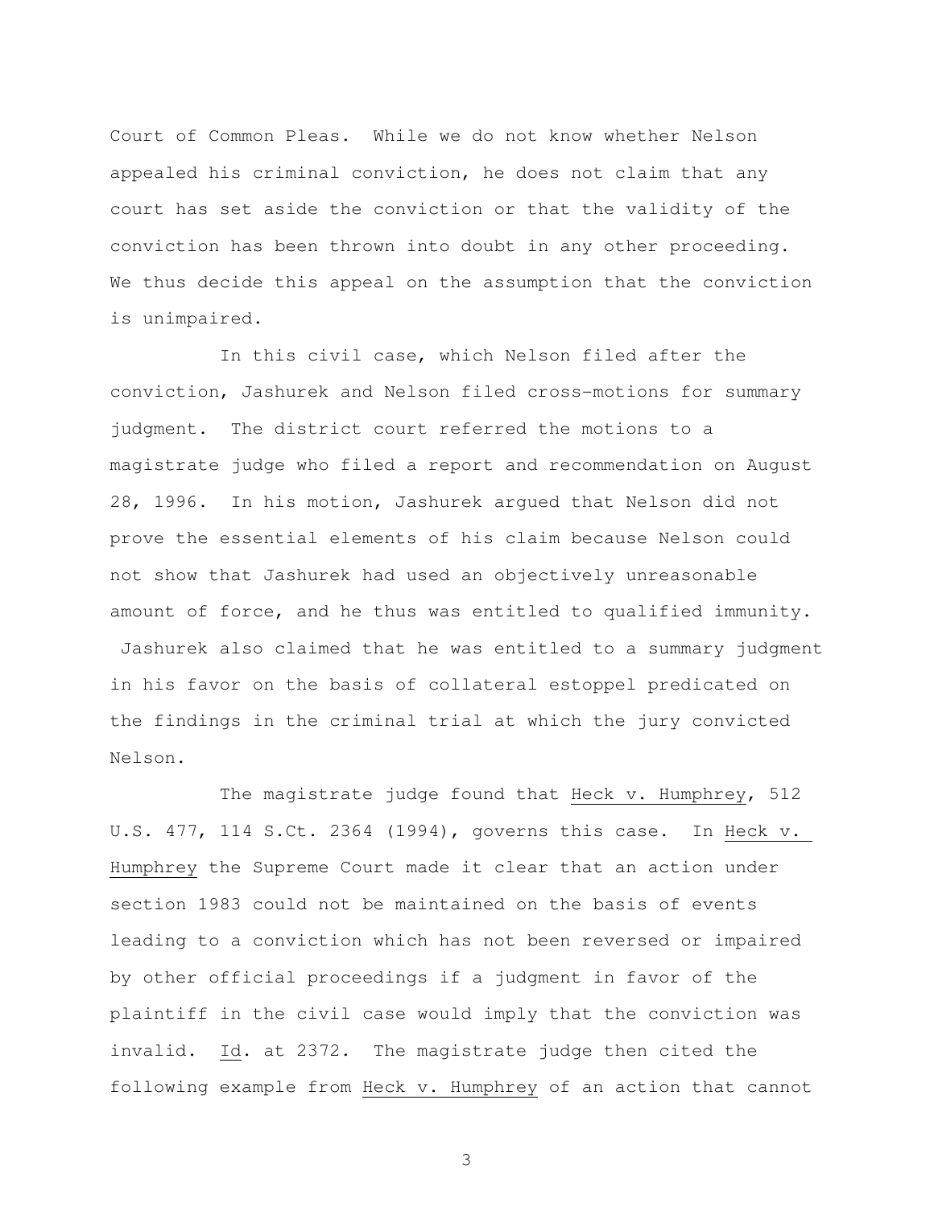Court of Common Pleas. While we do not know whether Nelson appealed his criminal conviction, he does not claim that any court has set aside the conviction or that the validity of the conviction has been thrown into doubt in any other proceeding. We thus decide this appeal on the assumption that the conviction is unimpaired.

In this civil case, which Nelson filed after the conviction, Jashurek and Nelson filed cross-motions for summary judgment. The district court referred the motions to a magistrate judge who filed a report and recommendation on August 28, 1996. In his motion, Jashurek argued that Nelson did not prove the essential elements of his claim because Nelson could not show that Jashurek had used an objectively unreasonable amount of force, and he thus was entitled to qualified immunity. Jashurek also claimed that he was entitled to a summary judgment in his favor on the basis of collateral estoppel predicated on the findings in the criminal trial at which the jury convicted Nelson.

The magistrate judge found that Heck v. Humphrey, 512 U.S. 477, 114 S.Ct. 2364 (1994), governs this case. In Heck v. Humphrey the Supreme Court made it clear that an action under section 1983 could not be maintained on the basis of events leading to a conviction which has not been reversed or impaired by other official proceedings if a judgment in favor of the plaintiff in the civil case would imply that the conviction was invalid. Id. at 2372. The magistrate judge then cited the following example from Heck v. Humphrey of an action that cannot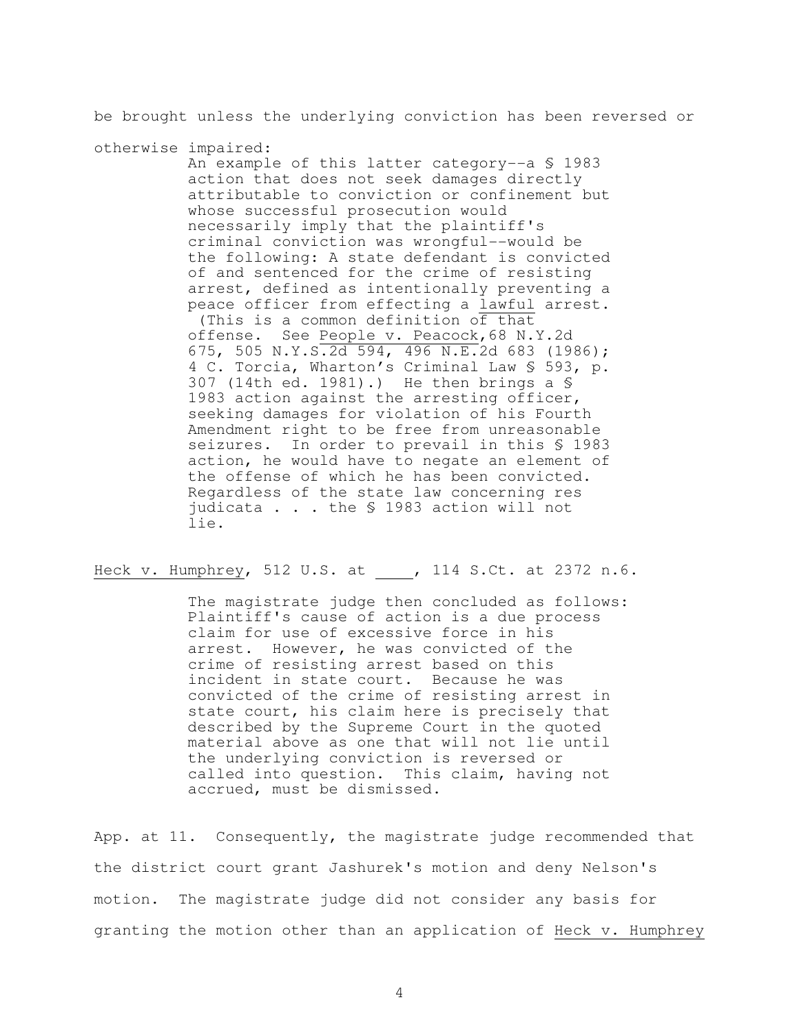be brought unless the underlying conviction has been reversed or otherwise impaired:

> An example of this latter category--a § 1983 action that does not seek damages directly attributable to conviction or confinement but whose successful prosecution would necessarily imply that the plaintiff's criminal conviction was wrongful--would be the following: A state defendant is convicted of and sentenced for the crime of resisting arrest, defined as intentionally preventing a peace officer from effecting a lawful arrest. (This is a common definition of that offense. See People v. Peacock, 68 N.Y.2d 675, 505 N.Y.S.2d 594, 496 N.E.2d 683 (1986); 4 C. Torcia, Wharton's Criminal Law § 593, p. 307 (14th ed. 1981).) He then brings a § 1983 action against the arresting officer, seeking damages for violation of his Fourth Amendment right to be free from unreasonable seizures. In order to prevail in this § 1983 action, he would have to negate an element of the offense of which he has been convicted. Regardless of the state law concerning res judicata . . . the § 1983 action will not lie.

Heck v. Humphrey, 512 U.S. at \_\_\_\_, 114 S.Ct. at 2372 n.6.

The magistrate judge then concluded as follows:

> Plaintiff's cause of action is a due process claim for use of excessive force in his arrest. However, he was convicted of the crime of resisting arrest based on this incident in state court. Because he was convicted of the crime of resisting arrest in state court, his claim here is precisely that described by the Supreme Court in the quoted material above as one that will not lie until the underlying conviction is reversed or called into question. This claim, having not accrued, must be dismissed.

App. at 11. Consequently, the magistrate judge recommended that the district court grant Jashurek's motion and deny Nelson's motion. The magistrate judge did not consider any basis for granting the motion other than an application of Heck v. Humphrey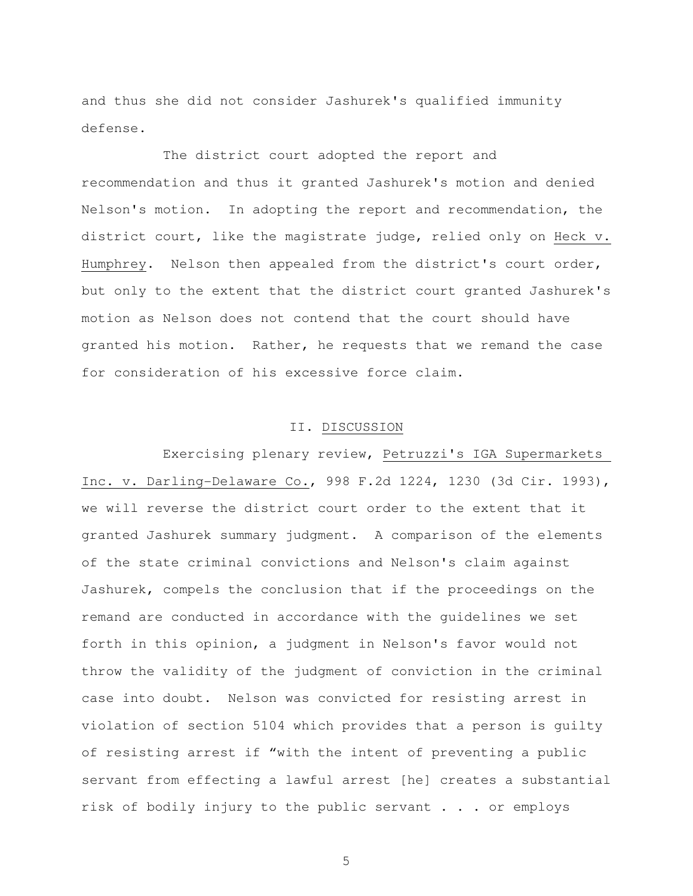and thus she did not consider Jashurek's qualified immunity defense.

The district court adopted the report and recommendation and thus it granted Jashurek's motion and denied Nelson's motion. In adopting the report and recommendation, the district court, like the magistrate judge, relied only on Heck v. Humphrey. Nelson then appealed from the district's court order, but only to the extent that the district court granted Jashurek's motion as Nelson does not contend that the court should have granted his motion. Rather, he requests that we remand the case for consideration of his excessive force claim.

## II. DISCUSSION

Exercising plenary review, Petruzzi's IGA Supermarkets Inc. v. Darling-Delaware Co., 998 F.2d 1224, 1230 (3d Cir. 1993), we will reverse the district court order to the extent that it granted Jashurek summary judgment. A comparison of the elements of the state criminal convictions and Nelson's claim against Jashurek, compels the conclusion that if the proceedings on the remand are conducted in accordance with the guidelines we set forth in this opinion, a judgment in Nelson's favor would not throw the validity of the judgment of conviction in the criminal case into doubt. Nelson was convicted for resisting arrest in violation of section 5104 which provides that a person is guilty of resisting arrest if "with the intent of preventing a public servant from effecting a lawful arrest [he] creates a substantial risk of bodily injury to the public servant . . . or employs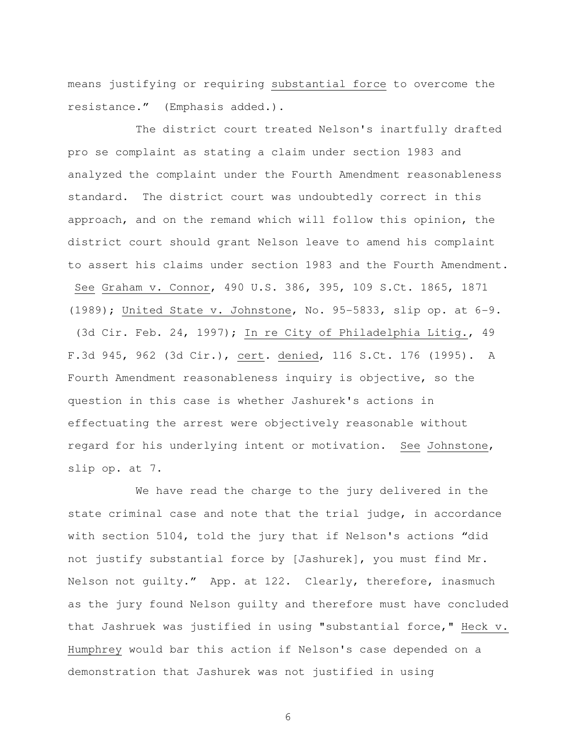means justifying or requiring substantial force to overcome the resistance." (Emphasis added.).

The district court treated Nelson's inartfully drafted pro se complaint as stating a claim under section 1983 and analyzed the complaint under the Fourth Amendment reasonableness standard. The district court was undoubtedly correct in this approach, and on the remand which will follow this opinion, the district court should grant Nelson leave to amend his complaint to assert his claims under section 1983 and the Fourth Amendment. See Graham v. Connor, 490 U.S. 386, 395, 109 S.Ct. 1865, 1871 (1989); United State v. Johnstone, No. 95-5833, slip op. at 6-9. (3d Cir. Feb. 24, 1997); In re City of Philadelphia Litig., 49 F.3d 945, 962 (3d Cir.), cert. denied, 116 S.Ct. 176 (1995). A Fourth Amendment reasonableness inquiry is objective, so the question in this case is whether Jashurek's actions in effectuating the arrest were objectively reasonable without regard for his underlying intent or motivation. See Johnstone, slip op. at 7.

We have read the charge to the jury delivered in the state criminal case and note that the trial judge, in accordance with section 5104, told the jury that if Nelson's actions "did not justify substantial force by [Jashurek], you must find Mr. Nelson not guilty." App. at 122. Clearly, therefore, inasmuch as the jury found Nelson guilty and therefore must have concluded that Jashruek was justified in using "substantial force," Heck v. Humphrey would bar this action if Nelson's case depended on a demonstration that Jashurek was not justified in using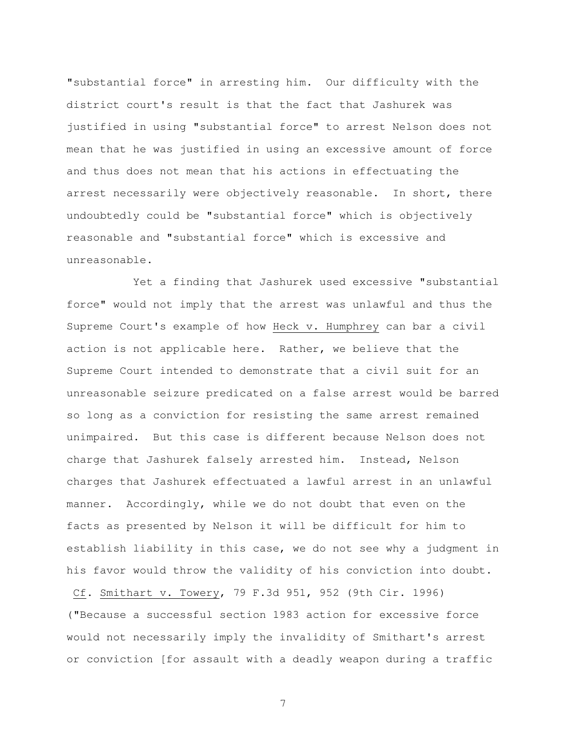"substantial force" in arresting him. Our difficulty with the district court's result is that the fact that Jashurek was justified in using "substantial force" to arrest Nelson does not mean that he was justified in using an excessive amount of force and thus does not mean that his actions in effectuating the arrest necessarily were objectively reasonable. In short, there undoubtedly could be "substantial force" which is objectively reasonable and "substantial force" which is excessive and unreasonable.

Yet a finding that Jashurek used excessive "substantial force" would not imply that the arrest was unlawful and thus the Supreme Court's example of how Heck v. Humphrey can bar a civil action is not applicable here. Rather, we believe that the Supreme Court intended to demonstrate that a civil suit for an unreasonable seizure predicated on a false arrest would be barred so long as a conviction for resisting the same arrest remained unimpaired. But this case is different because Nelson does not charge that Jashurek falsely arrested him. Instead, Nelson charges that Jashurek effectuated a lawful arrest in an unlawful manner. Accordingly, while we do not doubt that even on the facts as presented by Nelson it will be difficult for him to establish liability in this case, we do not see why a judgment in his favor would throw the validity of his conviction into doubt. Cf. Smithart v. Towery, 79 F.3d 951, 952 (9th Cir. 1996) ("Because a successful section 1983 action for excessive force would not necessarily imply the invalidity of Smithart's arrest or conviction [for assault with a deadly weapon during a traffic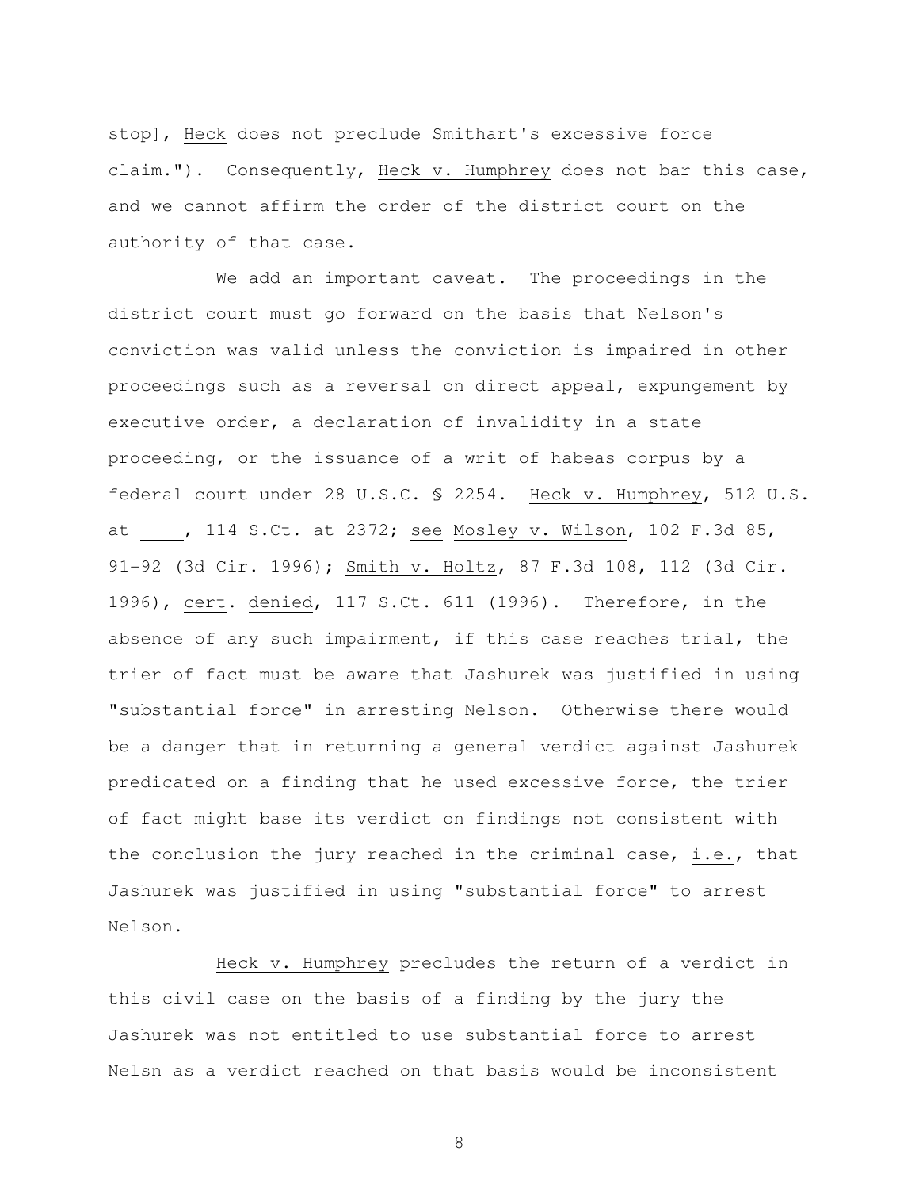stop], Heck does not preclude Smithart's excessive force claim."). Consequently, Heck v. Humphrey does not bar this case, and we cannot affirm the order of the district court on the authority of that case.

We add an important caveat. The proceedings in the district court must go forward on the basis that Nelson's conviction was valid unless the conviction is impaired in other proceedings such as a reversal on direct appeal, expungement by executive order, a declaration of invalidity in a state proceeding, or the issuance of a writ of habeas corpus by a federal court under 28 U.S.C. § 2254. Heck v. Humphrey, 512 U.S. at ____, 114 S.Ct. at 2372; see Mosley v. Wilson, 102 F.3d 85, 91-92 (3d Cir. 1996); Smith v. Holtz, 87 F.3d 108, 112 (3d Cir. 1996), cert. denied, 117 S.Ct. 611 (1996). Therefore, in the absence of any such impairment, if this case reaches trial, the trier of fact must be aware that Jashurek was justified in using "substantial force" in arresting Nelson. Otherwise there would be a danger that in returning a general verdict against Jashurek predicated on a finding that he used excessive force, the trier of fact might base its verdict on findings not consistent with the conclusion the jury reached in the criminal case, i.e., that Jashurek was justified in using "substantial force" to arrest Nelson.

Heck v. Humphrey precludes the return of a verdict in this civil case on the basis of a finding by the jury the Jashurek was not entitled to use substantial force to arrest Nelsn as a verdict reached on that basis would be inconsistent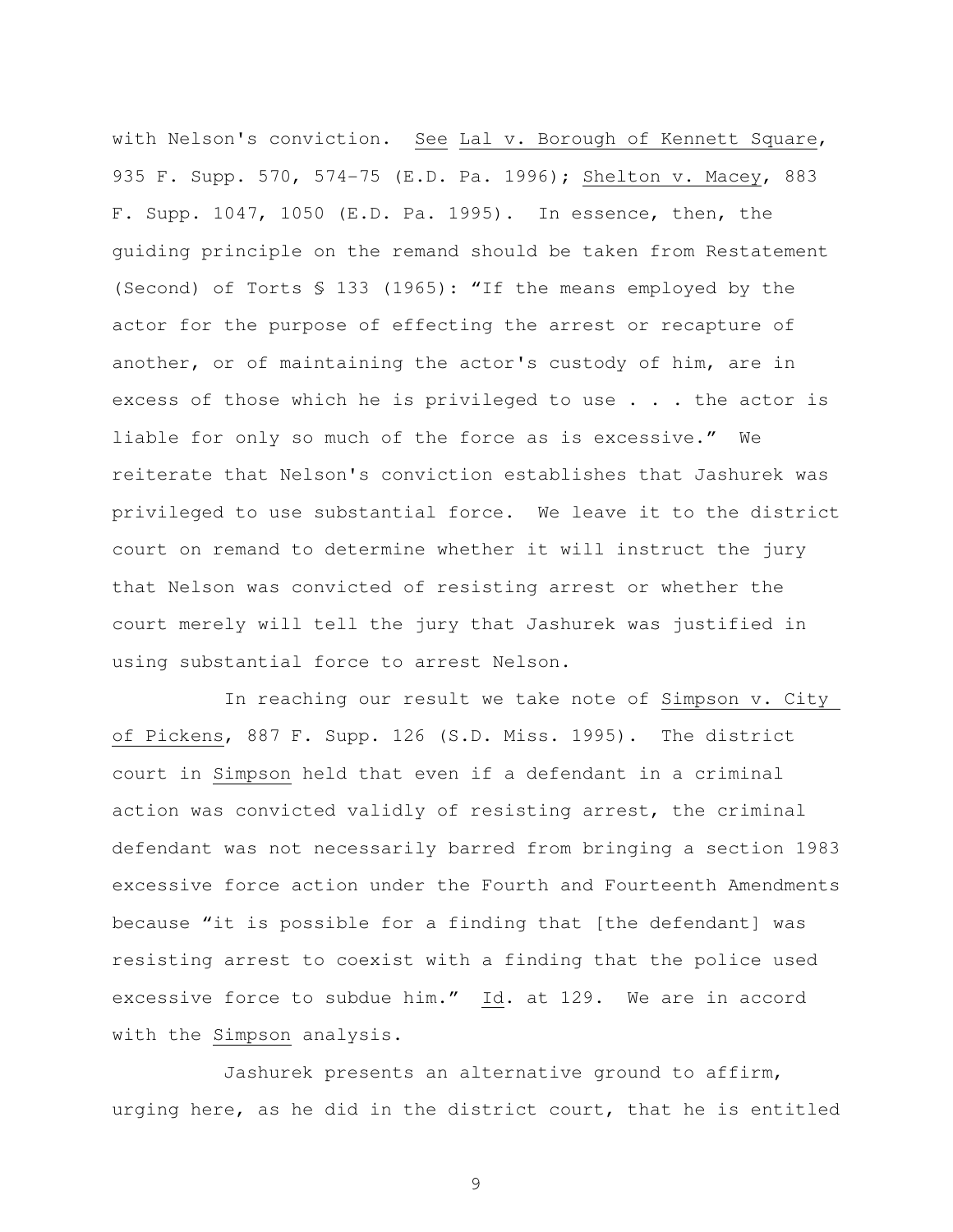with Nelson's conviction. See Lal v. Borough of Kennett Square, 935 F. Supp. 570, 574-75 (E.D. Pa. 1996); Shelton v. Macey, 883 F. Supp. 1047, 1050 (E.D. Pa. 1995). In essence, then, the guiding principle on the remand should be taken from Restatement (Second) of Torts § 133 (1965): "If the means employed by the actor for the purpose of effecting the arrest or recapture of another, or of maintaining the actor's custody of him, are in excess of those which he is privileged to use . . . the actor is liable for only so much of the force as is excessive." We reiterate that Nelson's conviction establishes that Jashurek was privileged to use substantial force. We leave it to the district court on remand to determine whether it will instruct the jury that Nelson was convicted of resisting arrest or whether the court merely will tell the jury that Jashurek was justified in using substantial force to arrest Nelson.

In reaching our result we take note of Simpson v. City of Pickens, 887 F. Supp. 126 (S.D. Miss. 1995). The district court in Simpson held that even if a defendant in a criminal action was convicted validly of resisting arrest, the criminal defendant was not necessarily barred from bringing a section 1983 excessive force action under the Fourth and Fourteenth Amendments because "it is possible for a finding that [the defendant] was resisting arrest to coexist with a finding that the police used excessive force to subdue him." Id. at 129. We are in accord with the Simpson analysis.

Jashurek presents an alternative ground to affirm, urging here, as he did in the district court, that he is entitled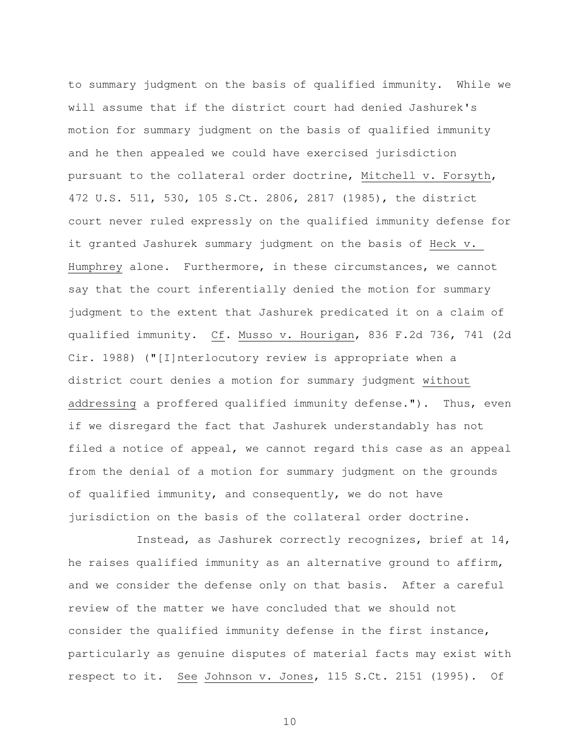to summary judgment on the basis of qualified immunity. While we will assume that if the district court had denied Jashurek's motion for summary judgment on the basis of qualified immunity and he then appealed we could have exercised jurisdiction pursuant to the collateral order doctrine, Mitchell v. Forsyth, 472 U.S. 511, 530, 105 S.Ct. 2806, 2817 (1985), the district court never ruled expressly on the qualified immunity defense for it granted Jashurek summary judgment on the basis of Heck v. Humphrey alone. Furthermore, in these circumstances, we cannot say that the court inferentially denied the motion for summary judgment to the extent that Jashurek predicated it on a claim of qualified immunity. Cf. Musso v. Hourigan, 836 F.2d 736, 741 (2d Cir. 1988) ("[I]nterlocutory review is appropriate when a district court denies a motion for summary judgment without addressing a proffered qualified immunity defense."). Thus, even if we disregard the fact that Jashurek understandably has not filed a notice of appeal, we cannot regard this case as an appeal from the denial of a motion for summary judgment on the grounds of qualified immunity, and consequently, we do not have jurisdiction on the basis of the collateral order doctrine.

Instead, as Jashurek correctly recognizes, brief at 14, he raises qualified immunity as an alternative ground to affirm, and we consider the defense only on that basis. After a careful review of the matter we have concluded that we should not consider the qualified immunity defense in the first instance, particularly as genuine disputes of material facts may exist with respect to it. See Johnson v. Jones, 115 S.Ct. 2151 (1995). Of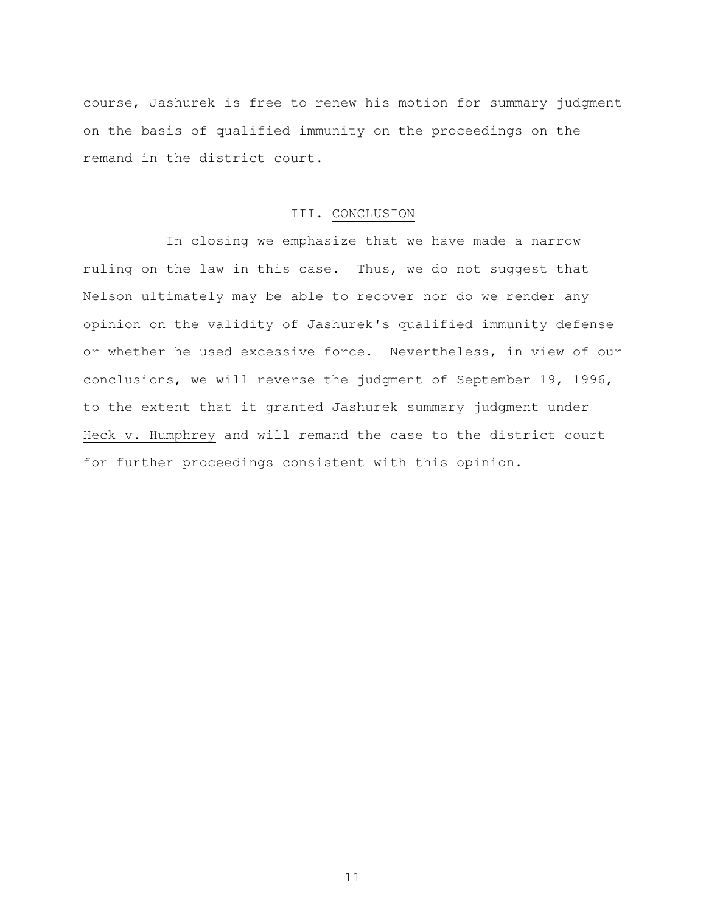course, Jashurek is free to renew his motion for summary judgment on the basis of qualified immunity on the proceedings on the remand in the district court.

## III. CONCLUSION

In closing we emphasize that we have made a narrow ruling on the law in this case. Thus, we do not suggest that Nelson ultimately may be able to recover nor do we render any opinion on the validity of Jashurek's qualified immunity defense or whether he used excessive force. Nevertheless, in view of our conclusions, we will reverse the judgment of September 19, 1996, to the extent that it granted Jashurek summary judgment under Heck v. Humphrey and will remand the case to the district court for further proceedings consistent with this opinion.